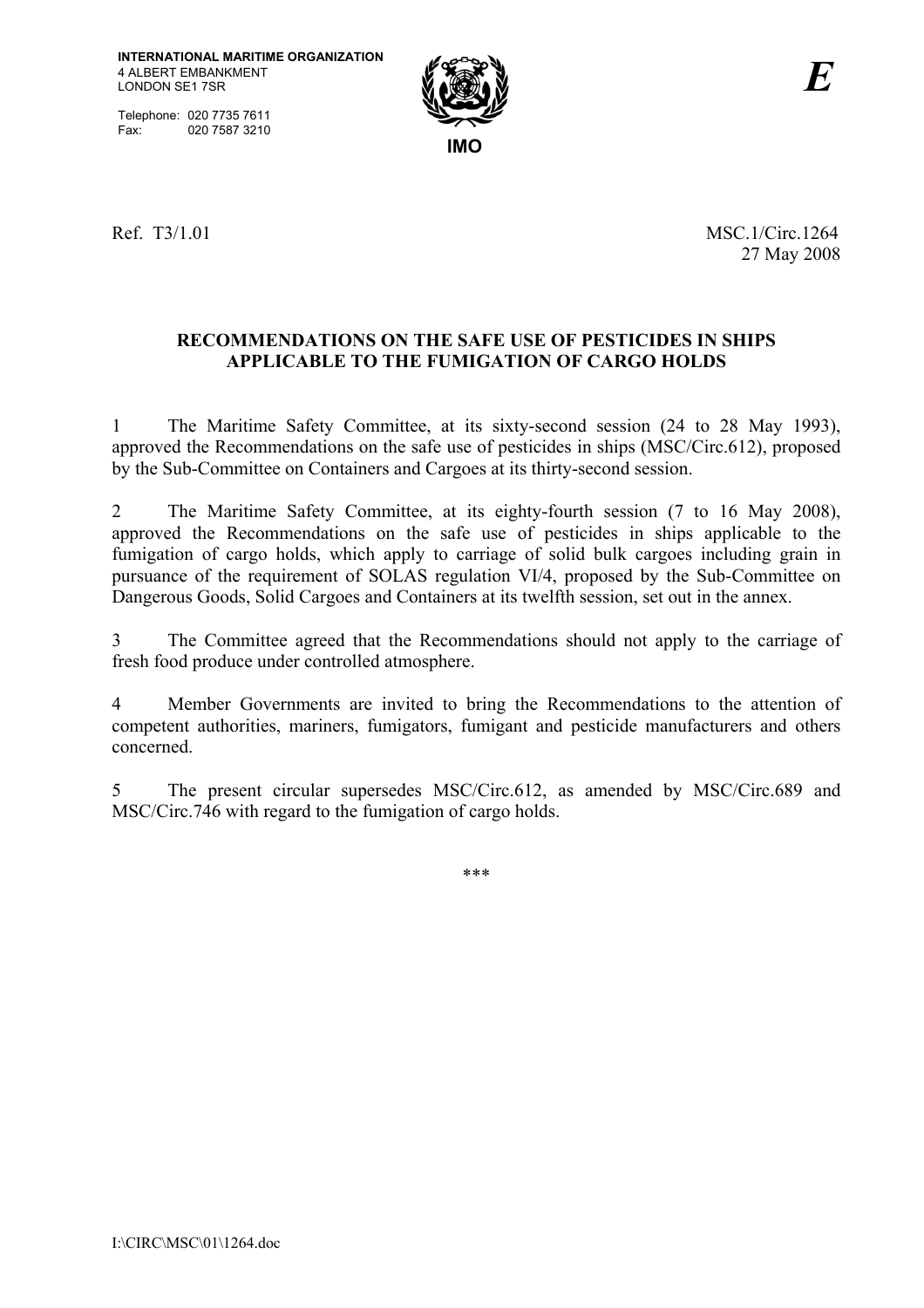INTERNATIONAL MARITIME ORGANIZATION
4 ALBERT EMBANKMENT
LONDON SE1 7SR

Telephone: 020 7735 7611
Fax: 020 7587 3210

IMO

*E*

Ref. T3/1.01

MSC.1/Circ.1264
27 May 2008

## RECOMMENDATIONS ON THE SAFE USE OF PESTICIDES IN SHIPS APPLICABLE TO THE FUMIGATION OF CARGO HOLDS

1 The Maritime Safety Committee, at its sixty-second session (24 to 28 May 1993), approved the Recommendations on the safe use of pesticides in ships (MSC/Circ.612), proposed by the Sub-Committee on Containers and Cargoes at its thirty-second session.

2 The Maritime Safety Committee, at its eighty-fourth session (7 to 16 May 2008), approved the Recommendations on the safe use of pesticides in ships applicable to the fumigation of cargo holds, which apply to carriage of solid bulk cargoes including grain in pursuance of the requirement of SOLAS regulation VI/4, proposed by the Sub-Committee on Dangerous Goods, Solid Cargoes and Containers at its twelfth session, set out in the annex.

3 The Committee agreed that the Recommendations should not apply to the carriage of fresh food produce under controlled atmosphere.

4 Member Governments are invited to bring the Recommendations to the attention of competent authorities, mariners, fumigators, fumigant and pesticide manufacturers and others concerned.

5 The present circular supersedes MSC/Circ.612, as amended by MSC/Circ.689 and MSC/Circ.746 with regard to the fumigation of cargo holds.

***

I:\CIRC\MSC\01\1264.doc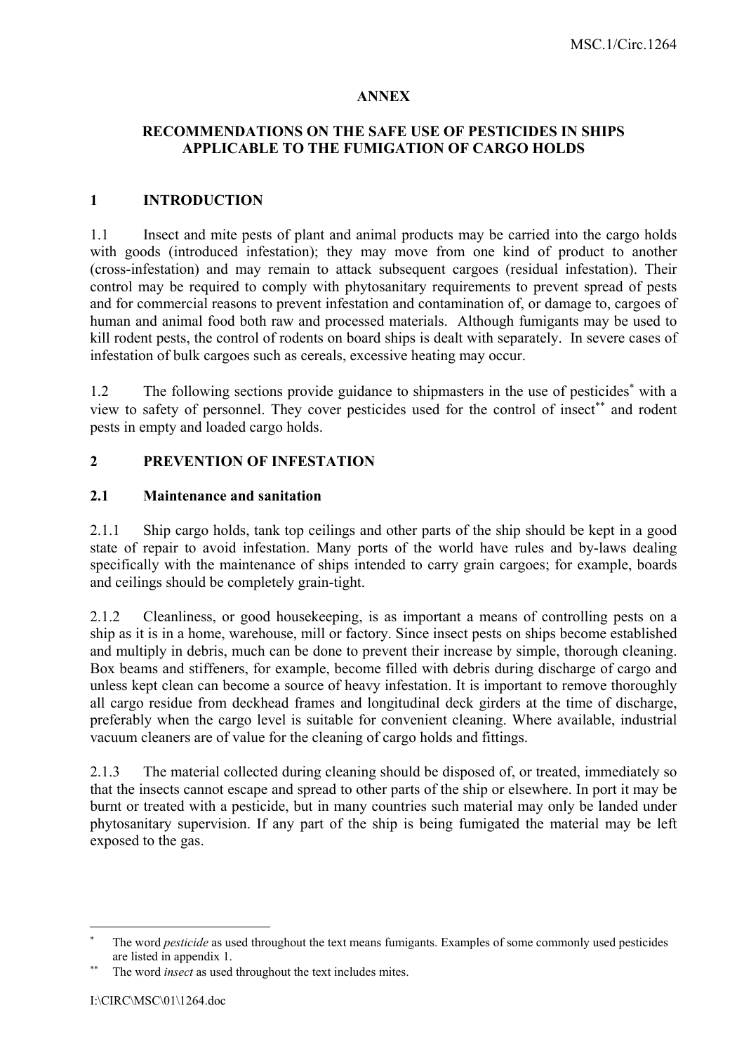**ANNEX**

**RECOMMENDATIONS ON THE SAFE USE OF PESTICIDES IN SHIPS APPLICABLE TO THE FUMIGATION OF CARGO HOLDS**

## 1 INTRODUCTION

1.1 Insect and mite pests of plant and animal products may be carried into the cargo holds with goods (introduced infestation); they may move from one kind of product to another (cross-infestation) and may remain to attack subsequent cargoes (residual infestation). Their control may be required to comply with phytosanitary requirements to prevent spread of pests and for commercial reasons to prevent infestation and contamination of, or damage to, cargoes of human and animal food both raw and processed materials. Although fumigants may be used to kill rodent pests, the control of rodents on board ships is dealt with separately. In severe cases of infestation of bulk cargoes such as cereals, excessive heating may occur.

1.2 The following sections provide guidance to shipmasters in the use of pesticides[*] with a view to safety of personnel. They cover pesticides used for the control of insect[**] and rodent pests in empty and loaded cargo holds.

## 2 PREVENTION OF INFESTATION

### 2.1 Maintenance and sanitation

2.1.1 Ship cargo holds, tank top ceilings and other parts of the ship should be kept in a good state of repair to avoid infestation. Many ports of the world have rules and by-laws dealing specifically with the maintenance of ships intended to carry grain cargoes; for example, boards and ceilings should be completely grain-tight.

2.1.2 Cleanliness, or good housekeeping, is as important a means of controlling pests on a ship as it is in a home, warehouse, mill or factory. Since insect pests on ships become established and multiply in debris, much can be done to prevent their increase by simple, thorough cleaning. Box beams and stiffeners, for example, become filled with debris during discharge of cargo and unless kept clean can become a source of heavy infestation. It is important to remove thoroughly all cargo residue from deckhead frames and longitudinal deck girders at the time of discharge, preferably when the cargo level is suitable for convenient cleaning. Where available, industrial vacuum cleaners are of value for the cleaning of cargo holds and fittings.

2.1.3 The material collected during cleaning should be disposed of, or treated, immediately so that the insects cannot escape and spread to other parts of the ship or elsewhere. In port it may be burnt or treated with a pesticide, but in many countries such material may only be landed under phytosanitary supervision. If any part of the ship is being fumigated the material may be left exposed to the gas.

---

[*] The word *pesticide* as used throughout the text means fumigants. Examples of some commonly used pesticides are listed in appendix 1.

[**] The word *insect* as used throughout the text includes mites.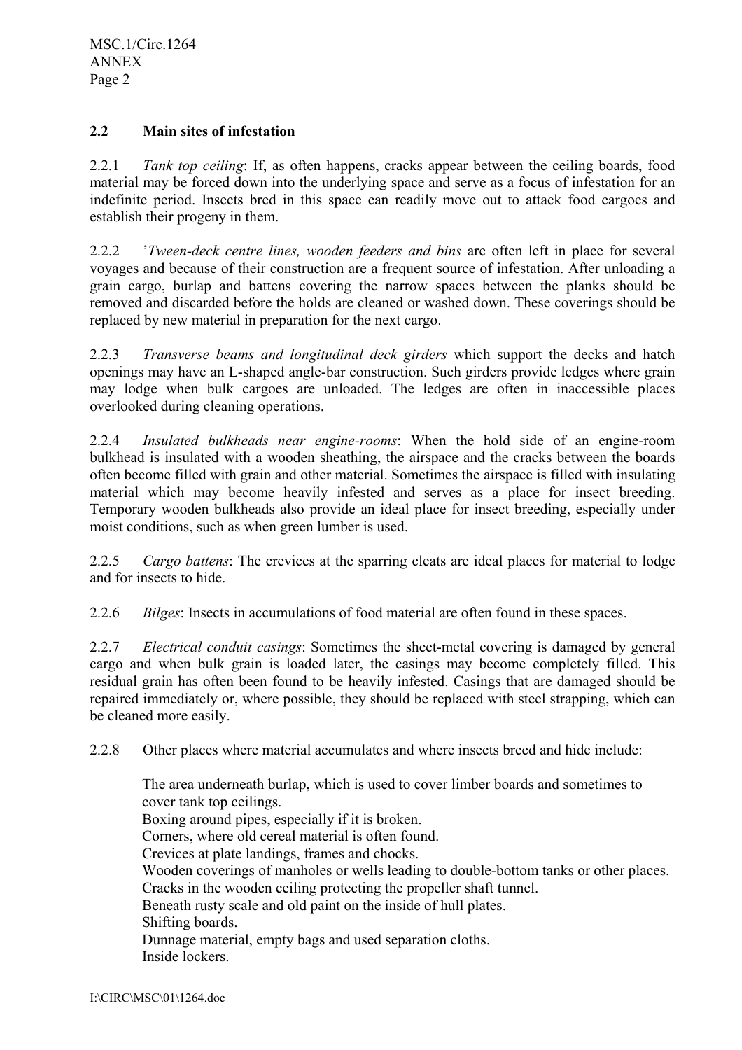### 2.2 Main sites of infestation

2.2.1 *Tank top ceiling*: If, as often happens, cracks appear between the ceiling boards, food material may be forced down into the underlying space and serve as a focus of infestation for an indefinite period. Insects bred in this space can readily move out to attack food cargoes and establish their progeny in them.

2.2.2 '*Tween-deck centre lines, wooden feeders and bins* are often left in place for several voyages and because of their construction are a frequent source of infestation. After unloading a grain cargo, burlap and battens covering the narrow spaces between the planks should be removed and discarded before the holds are cleaned or washed down. These coverings should be replaced by new material in preparation for the next cargo.

2.2.3 *Transverse beams and longitudinal deck girders* which support the decks and hatch openings may have an L-shaped angle-bar construction. Such girders provide ledges where grain may lodge when bulk cargoes are unloaded. The ledges are often in inaccessible places overlooked during cleaning operations.

2.2.4 *Insulated bulkheads near engine-rooms*: When the hold side of an engine-room bulkhead is insulated with a wooden sheathing, the airspace and the cracks between the boards often become filled with grain and other material. Sometimes the airspace is filled with insulating material which may become heavily infested and serves as a place for insect breeding. Temporary wooden bulkheads also provide an ideal place for insect breeding, especially under moist conditions, such as when green lumber is used.

2.2.5 *Cargo battens*: The crevices at the sparring cleats are ideal places for material to lodge and for insects to hide.

2.2.6 *Bilges*: Insects in accumulations of food material are often found in these spaces.

2.2.7 *Electrical conduit casings*: Sometimes the sheet-metal covering is damaged by general cargo and when bulk grain is loaded later, the casings may become completely filled. This residual grain has often been found to be heavily infested. Casings that are damaged should be repaired immediately or, where possible, they should be replaced with steel strapping, which can be cleaned more easily.

2.2.8 Other places where material accumulates and where insects breed and hide include:

The area underneath burlap, which is used to cover limber boards and sometimes to cover tank top ceilings.
Boxing around pipes, especially if it is broken.
Corners, where old cereal material is often found.
Crevices at plate landings, frames and chocks.
Wooden coverings of manholes or wells leading to double-bottom tanks or other places.
Cracks in the wooden ceiling protecting the propeller shaft tunnel.
Beneath rusty scale and old paint on the inside of hull plates.
Shifting boards.
Dunnage material, empty bags and used separation cloths.
Inside lockers.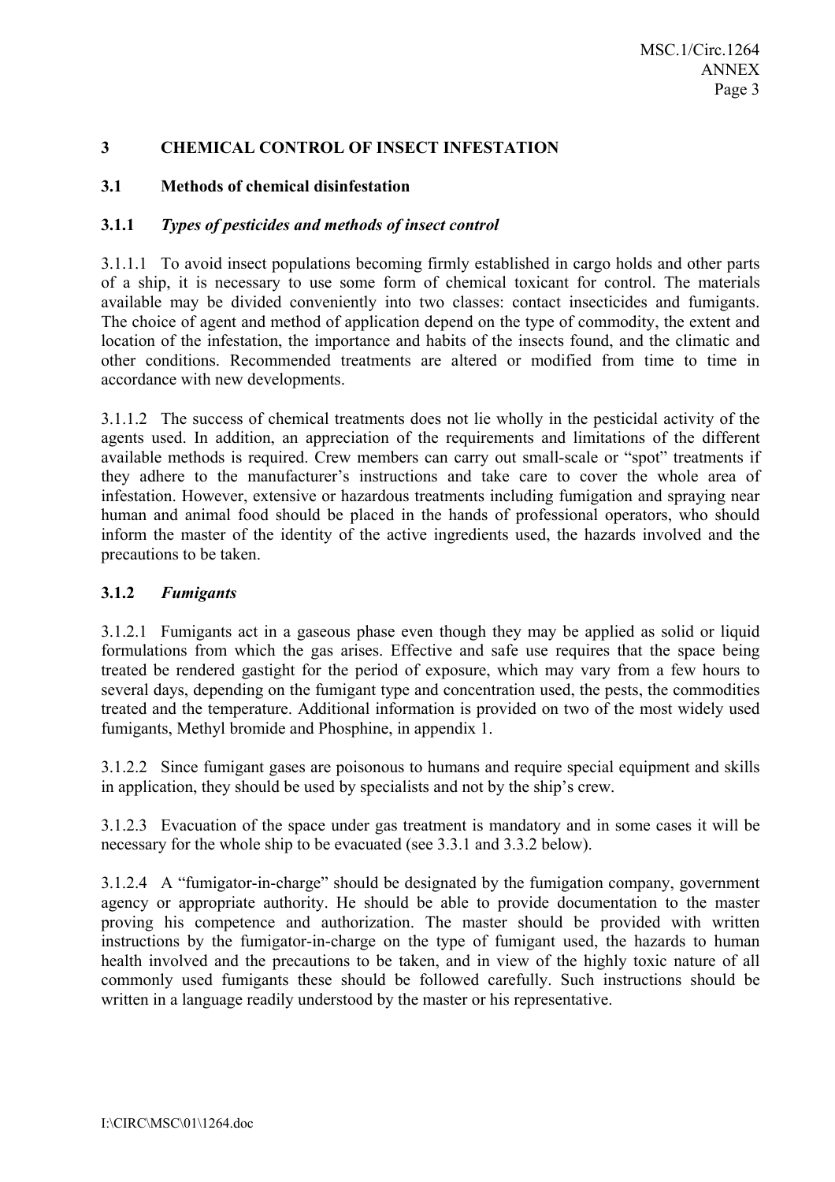## 3 CHEMICAL CONTROL OF INSECT INFESTATION

### 3.1 Methods of chemical disinfestation

#### 3.1.1 *Types of pesticides and methods of insect control*

3.1.1.1 To avoid insect populations becoming firmly established in cargo holds and other parts of a ship, it is necessary to use some form of chemical toxicant for control. The materials available may be divided conveniently into two classes: contact insecticides and fumigants. The choice of agent and method of application depend on the type of commodity, the extent and location of the infestation, the importance and habits of the insects found, and the climatic and other conditions. Recommended treatments are altered or modified from time to time in accordance with new developments.

3.1.1.2 The success of chemical treatments does not lie wholly in the pesticidal activity of the agents used. In addition, an appreciation of the requirements and limitations of the different available methods is required. Crew members can carry out small-scale or "spot" treatments if they adhere to the manufacturer's instructions and take care to cover the whole area of infestation. However, extensive or hazardous treatments including fumigation and spraying near human and animal food should be placed in the hands of professional operators, who should inform the master of the identity of the active ingredients used, the hazards involved and the precautions to be taken.

#### 3.1.2 *Fumigants*

3.1.2.1 Fumigants act in a gaseous phase even though they may be applied as solid or liquid formulations from which the gas arises. Effective and safe use requires that the space being treated be rendered gastight for the period of exposure, which may vary from a few hours to several days, depending on the fumigant type and concentration used, the pests, the commodities treated and the temperature. Additional information is provided on two of the most widely used fumigants, Methyl bromide and Phosphine, in appendix 1.

3.1.2.2 Since fumigant gases are poisonous to humans and require special equipment and skills in application, they should be used by specialists and not by the ship's crew.

3.1.2.3 Evacuation of the space under gas treatment is mandatory and in some cases it will be necessary for the whole ship to be evacuated (see 3.3.1 and 3.3.2 below).

3.1.2.4 A "fumigator-in-charge" should be designated by the fumigation company, government agency or appropriate authority. He should be able to provide documentation to the master proving his competence and authorization. The master should be provided with written instructions by the fumigator-in-charge on the type of fumigant used, the hazards to human health involved and the precautions to be taken, and in view of the highly toxic nature of all commonly used fumigants these should be followed carefully. Such instructions should be written in a language readily understood by the master or his representative.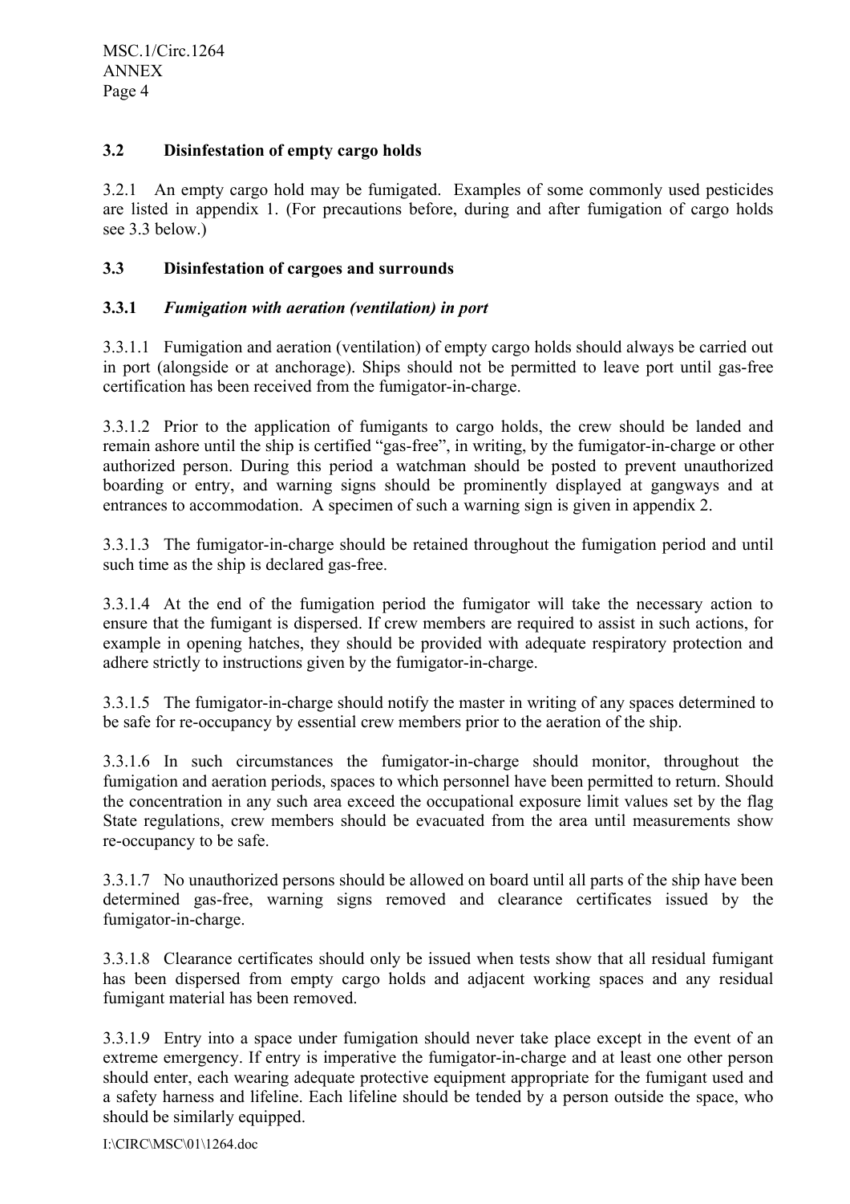### 3.2 Disinfestation of empty cargo holds

3.2.1 An empty cargo hold may be fumigated. Examples of some commonly used pesticides are listed in appendix 1. (For precautions before, during and after fumigation of cargo holds see 3.3 below.)

### 3.3 Disinfestation of cargoes and surrounds

#### 3.3.1 *Fumigation with aeration (ventilation) in port*

3.3.1.1 Fumigation and aeration (ventilation) of empty cargo holds should always be carried out in port (alongside or at anchorage). Ships should not be permitted to leave port until gas-free certification has been received from the fumigator-in-charge.

3.3.1.2 Prior to the application of fumigants to cargo holds, the crew should be landed and remain ashore until the ship is certified "gas-free", in writing, by the fumigator-in-charge or other authorized person. During this period a watchman should be posted to prevent unauthorized boarding or entry, and warning signs should be prominently displayed at gangways and at entrances to accommodation. A specimen of such a warning sign is given in appendix 2.

3.3.1.3 The fumigator-in-charge should be retained throughout the fumigation period and until such time as the ship is declared gas-free.

3.3.1.4 At the end of the fumigation period the fumigator will take the necessary action to ensure that the fumigant is dispersed. If crew members are required to assist in such actions, for example in opening hatches, they should be provided with adequate respiratory protection and adhere strictly to instructions given by the fumigator-in-charge.

3.3.1.5 The fumigator-in-charge should notify the master in writing of any spaces determined to be safe for re-occupancy by essential crew members prior to the aeration of the ship.

3.3.1.6 In such circumstances the fumigator-in-charge should monitor, throughout the fumigation and aeration periods, spaces to which personnel have been permitted to return. Should the concentration in any such area exceed the occupational exposure limit values set by the flag State regulations, crew members should be evacuated from the area until measurements show re-occupancy to be safe.

3.3.1.7 No unauthorized persons should be allowed on board until all parts of the ship have been determined gas-free, warning signs removed and clearance certificates issued by the fumigator-in-charge.

3.3.1.8 Clearance certificates should only be issued when tests show that all residual fumigant has been dispersed from empty cargo holds and adjacent working spaces and any residual fumigant material has been removed.

3.3.1.9 Entry into a space under fumigation should never take place except in the event of an extreme emergency. If entry is imperative the fumigator-in-charge and at least one other person should enter, each wearing adequate protective equipment appropriate for the fumigant used and a safety harness and lifeline. Each lifeline should be tended by a person outside the space, who should be similarly equipped.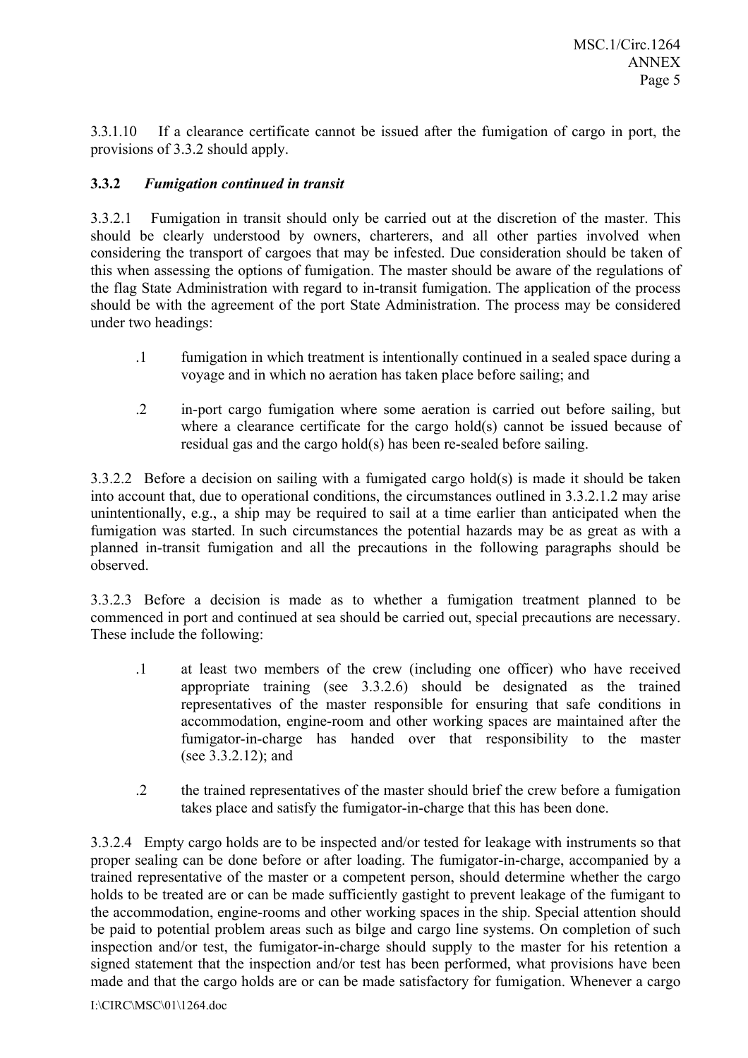3.3.1.10 If a clearance certificate cannot be issued after the fumigation of cargo in port, the provisions of 3.3.2 should apply.

### 3.3.2 *Fumigation continued in transit*

3.3.2.1 Fumigation in transit should only be carried out at the discretion of the master. This should be clearly understood by owners, charterers, and all other parties involved when considering the transport of cargoes that may be infested. Due consideration should be taken of this when assessing the options of fumigation. The master should be aware of the regulations of the flag State Administration with regard to in-transit fumigation. The application of the process should be with the agreement of the port State Administration. The process may be considered under two headings:

.1 fumigation in which treatment is intentionally continued in a sealed space during a voyage and in which no aeration has taken place before sailing; and

.2 in-port cargo fumigation where some aeration is carried out before sailing, but where a clearance certificate for the cargo hold(s) cannot be issued because of residual gas and the cargo hold(s) has been re-sealed before sailing.

3.3.2.2 Before a decision on sailing with a fumigated cargo hold(s) is made it should be taken into account that, due to operational conditions, the circumstances outlined in 3.3.2.1.2 may arise unintentionally, e.g., a ship may be required to sail at a time earlier than anticipated when the fumigation was started. In such circumstances the potential hazards may be as great as with a planned in-transit fumigation and all the precautions in the following paragraphs should be observed.

3.3.2.3 Before a decision is made as to whether a fumigation treatment planned to be commenced in port and continued at sea should be carried out, special precautions are necessary. These include the following:

.1 at least two members of the crew (including one officer) who have received appropriate training (see 3.3.2.6) should be designated as the trained representatives of the master responsible for ensuring that safe conditions in accommodation, engine-room and other working spaces are maintained after the fumigator-in-charge has handed over that responsibility to the master (see 3.3.2.12); and

.2 the trained representatives of the master should brief the crew before a fumigation takes place and satisfy the fumigator-in-charge that this has been done.

3.3.2.4 Empty cargo holds are to be inspected and/or tested for leakage with instruments so that proper sealing can be done before or after loading. The fumigator-in-charge, accompanied by a trained representative of the master or a competent person, should determine whether the cargo holds to be treated are or can be made sufficiently gastight to prevent leakage of the fumigant to the accommodation, engine-rooms and other working spaces in the ship. Special attention should be paid to potential problem areas such as bilge and cargo line systems. On completion of such inspection and/or test, the fumigator-in-charge should supply to the master for his retention a signed statement that the inspection and/or test has been performed, what provisions have been made and that the cargo holds are or can be made satisfactory for fumigation. Whenever a cargo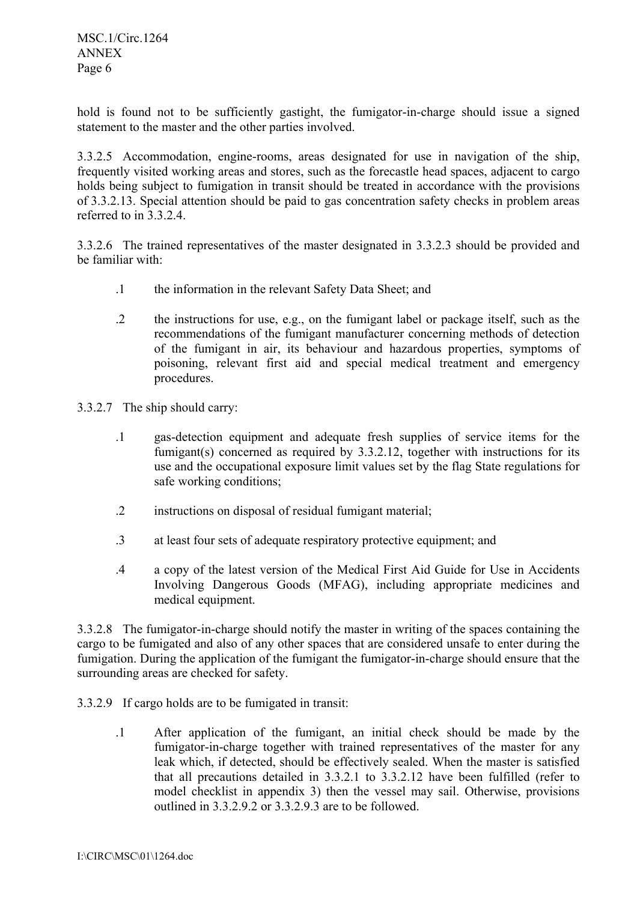hold is found not to be sufficiently gastight, the fumigator-in-charge should issue a signed statement to the master and the other parties involved.

3.3.2.5 Accommodation, engine-rooms, areas designated for use in navigation of the ship, frequently visited working areas and stores, such as the forecastle head spaces, adjacent to cargo holds being subject to fumigation in transit should be treated in accordance with the provisions of 3.3.2.13. Special attention should be paid to gas concentration safety checks in problem areas referred to in 3.3.2.4.

3.3.2.6 The trained representatives of the master designated in 3.3.2.3 should be provided and be familiar with:

.1 the information in the relevant Safety Data Sheet; and

.2 the instructions for use, e.g., on the fumigant label or package itself, such as the recommendations of the fumigant manufacturer concerning methods of detection of the fumigant in air, its behaviour and hazardous properties, symptoms of poisoning, relevant first aid and special medical treatment and emergency procedures.

3.3.2.7 The ship should carry:

.1 gas-detection equipment and adequate fresh supplies of service items for the fumigant(s) concerned as required by 3.3.2.12, together with instructions for its use and the occupational exposure limit values set by the flag State regulations for safe working conditions;

.2 instructions on disposal of residual fumigant material;

.3 at least four sets of adequate respiratory protective equipment; and

.4 a copy of the latest version of the Medical First Aid Guide for Use in Accidents Involving Dangerous Goods (MFAG), including appropriate medicines and medical equipment.

3.3.2.8 The fumigator-in-charge should notify the master in writing of the spaces containing the cargo to be fumigated and also of any other spaces that are considered unsafe to enter during the fumigation. During the application of the fumigant the fumigator-in-charge should ensure that the surrounding areas are checked for safety.

3.3.2.9 If cargo holds are to be fumigated in transit:

.1 After application of the fumigant, an initial check should be made by the fumigator-in-charge together with trained representatives of the master for any leak which, if detected, should be effectively sealed. When the master is satisfied that all precautions detailed in 3.3.2.1 to 3.3.2.12 have been fulfilled (refer to model checklist in appendix 3) then the vessel may sail. Otherwise, provisions outlined in 3.3.2.9.2 or 3.3.2.9.3 are to be followed.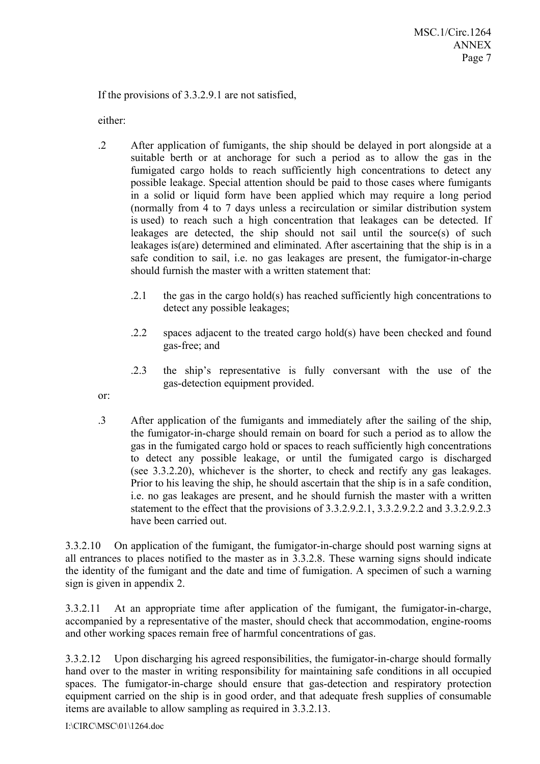If the provisions of 3.3.2.9.1 are not satisfied,

either:

.2 After application of fumigants, the ship should be delayed in port alongside at a suitable berth or at anchorage for such a period as to allow the gas in the fumigated cargo holds to reach sufficiently high concentrations to detect any possible leakage. Special attention should be paid to those cases where fumigants in a solid or liquid form have been applied which may require a long period (normally from 4 to 7 days unless a recirculation or similar distribution system is used) to reach such a high concentration that leakages can be detected. If leakages are detected, the ship should not sail until the source(s) of such leakages is(are) determined and eliminated. After ascertaining that the ship is in a safe condition to sail, i.e. no gas leakages are present, the fumigator-in-charge should furnish the master with a written statement that:

- .2.1 the gas in the cargo hold(s) has reached sufficiently high concentrations to detect any possible leakages;
- .2.2 spaces adjacent to the treated cargo hold(s) have been checked and found gas-free; and
- .2.3 the ship's representative is fully conversant with the use of the gas-detection equipment provided.

or:

.3 After application of the fumigants and immediately after the sailing of the ship, the fumigator-in-charge should remain on board for such a period as to allow the gas in the fumigated cargo hold or spaces to reach sufficiently high concentrations to detect any possible leakage, or until the fumigated cargo is discharged (see 3.3.2.20), whichever is the shorter, to check and rectify any gas leakages. Prior to his leaving the ship, he should ascertain that the ship is in a safe condition, i.e. no gas leakages are present, and he should furnish the master with a written statement to the effect that the provisions of 3.3.2.9.2.1, 3.3.2.9.2.2 and 3.3.2.9.2.3 have been carried out.

3.3.2.10 On application of the fumigant, the fumigator-in-charge should post warning signs at all entrances to places notified to the master as in 3.3.2.8. These warning signs should indicate the identity of the fumigant and the date and time of fumigation. A specimen of such a warning sign is given in appendix 2.

3.3.2.11 At an appropriate time after application of the fumigant, the fumigator-in-charge, accompanied by a representative of the master, should check that accommodation, engine-rooms and other working spaces remain free of harmful concentrations of gas.

3.3.2.12 Upon discharging his agreed responsibilities, the fumigator-in-charge should formally hand over to the master in writing responsibility for maintaining safe conditions in all occupied spaces. The fumigator-in-charge should ensure that gas-detection and respiratory protection equipment carried on the ship is in good order, and that adequate fresh supplies of consumable items are available to allow sampling as required in 3.3.2.13.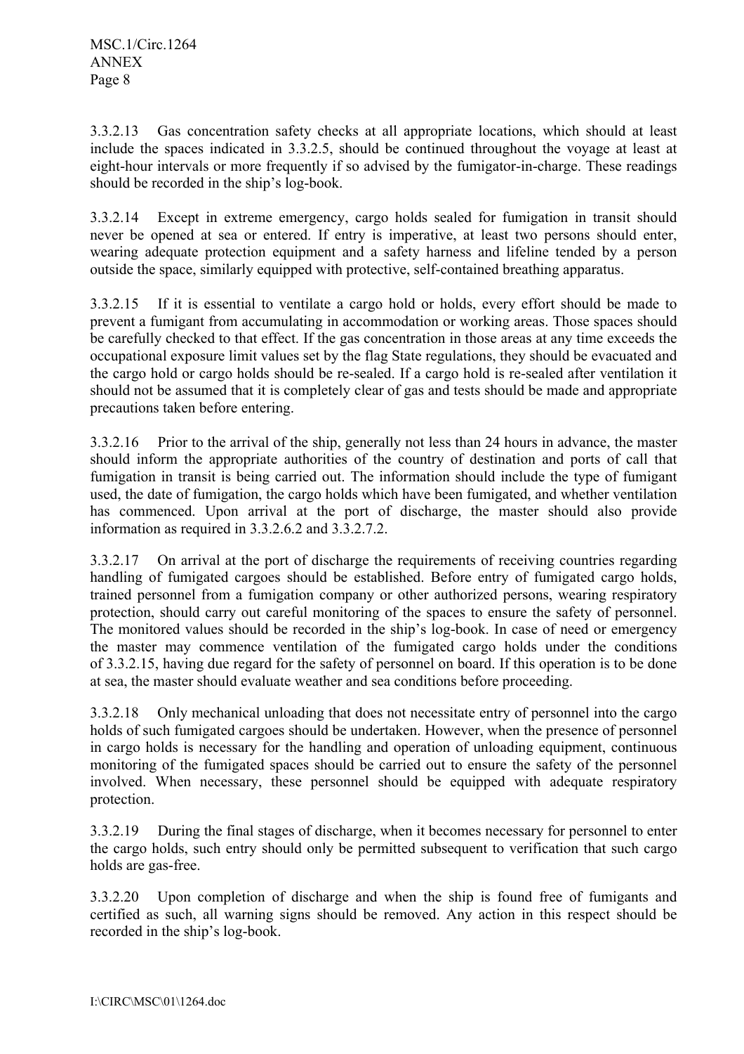3.3.2.13 Gas concentration safety checks at all appropriate locations, which should at least include the spaces indicated in 3.3.2.5, should be continued throughout the voyage at least at eight-hour intervals or more frequently if so advised by the fumigator-in-charge. These readings should be recorded in the ship's log-book.

3.3.2.14 Except in extreme emergency, cargo holds sealed for fumigation in transit should never be opened at sea or entered. If entry is imperative, at least two persons should enter, wearing adequate protection equipment and a safety harness and lifeline tended by a person outside the space, similarly equipped with protective, self-contained breathing apparatus.

3.3.2.15 If it is essential to ventilate a cargo hold or holds, every effort should be made to prevent a fumigant from accumulating in accommodation or working areas. Those spaces should be carefully checked to that effect. If the gas concentration in those areas at any time exceeds the occupational exposure limit values set by the flag State regulations, they should be evacuated and the cargo hold or cargo holds should be re-sealed. If a cargo hold is re-sealed after ventilation it should not be assumed that it is completely clear of gas and tests should be made and appropriate precautions taken before entering.

3.3.2.16 Prior to the arrival of the ship, generally not less than 24 hours in advance, the master should inform the appropriate authorities of the country of destination and ports of call that fumigation in transit is being carried out. The information should include the type of fumigant used, the date of fumigation, the cargo holds which have been fumigated, and whether ventilation has commenced. Upon arrival at the port of discharge, the master should also provide information as required in 3.3.2.6.2 and 3.3.2.7.2.

3.3.2.17 On arrival at the port of discharge the requirements of receiving countries regarding handling of fumigated cargoes should be established. Before entry of fumigated cargo holds, trained personnel from a fumigation company or other authorized persons, wearing respiratory protection, should carry out careful monitoring of the spaces to ensure the safety of personnel. The monitored values should be recorded in the ship's log-book. In case of need or emergency the master may commence ventilation of the fumigated cargo holds under the conditions of 3.3.2.15, having due regard for the safety of personnel on board. If this operation is to be done at sea, the master should evaluate weather and sea conditions before proceeding.

3.3.2.18 Only mechanical unloading that does not necessitate entry of personnel into the cargo holds of such fumigated cargoes should be undertaken. However, when the presence of personnel in cargo holds is necessary for the handling and operation of unloading equipment, continuous monitoring of the fumigated spaces should be carried out to ensure the safety of the personnel involved. When necessary, these personnel should be equipped with adequate respiratory protection.

3.3.2.19 During the final stages of discharge, when it becomes necessary for personnel to enter the cargo holds, such entry should only be permitted subsequent to verification that such cargo holds are gas-free.

3.3.2.20 Upon completion of discharge and when the ship is found free of fumigants and certified as such, all warning signs should be removed. Any action in this respect should be recorded in the ship's log-book.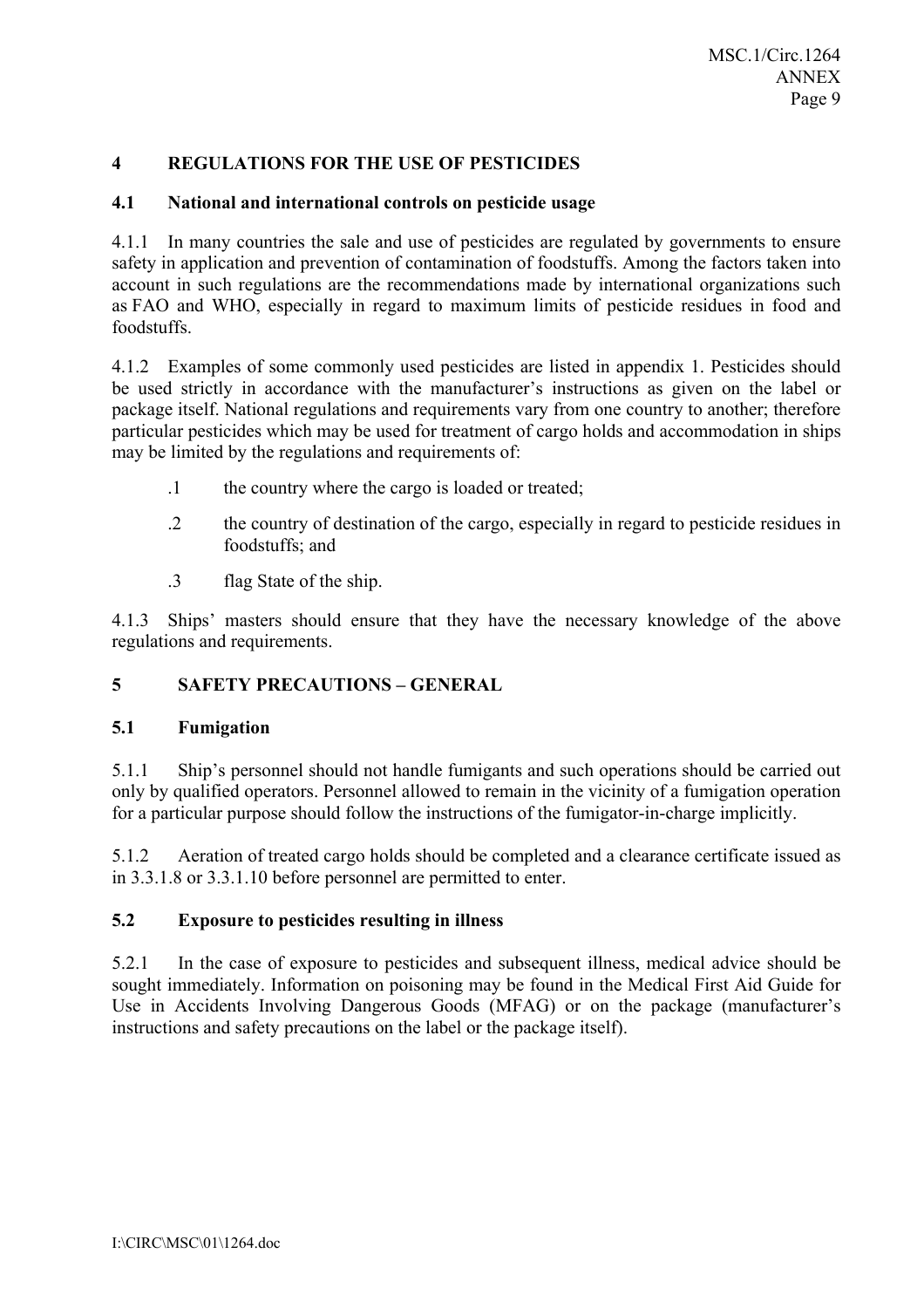## 4 REGULATIONS FOR THE USE OF PESTICIDES

### 4.1 National and international controls on pesticide usage

4.1.1 In many countries the sale and use of pesticides are regulated by governments to ensure safety in application and prevention of contamination of foodstuffs. Among the factors taken into account in such regulations are the recommendations made by international organizations such as FAO and WHO, especially in regard to maximum limits of pesticide residues in food and foodstuffs.

4.1.2 Examples of some commonly used pesticides are listed in appendix 1. Pesticides should be used strictly in accordance with the manufacturer's instructions as given on the label or package itself. National regulations and requirements vary from one country to another; therefore particular pesticides which may be used for treatment of cargo holds and accommodation in ships may be limited by the regulations and requirements of:

- .1 the country where the cargo is loaded or treated;
- .2 the country of destination of the cargo, especially in regard to pesticide residues in foodstuffs; and
- .3 flag State of the ship.

4.1.3 Ships' masters should ensure that they have the necessary knowledge of the above regulations and requirements.

## 5 SAFETY PRECAUTIONS – GENERAL

### 5.1 Fumigation

5.1.1 Ship's personnel should not handle fumigants and such operations should be carried out only by qualified operators. Personnel allowed to remain in the vicinity of a fumigation operation for a particular purpose should follow the instructions of the fumigator-in-charge implicitly.

5.1.2 Aeration of treated cargo holds should be completed and a clearance certificate issued as in 3.3.1.8 or 3.3.1.10 before personnel are permitted to enter.

### 5.2 Exposure to pesticides resulting in illness

5.2.1 In the case of exposure to pesticides and subsequent illness, medical advice should be sought immediately. Information on poisoning may be found in the Medical First Aid Guide for Use in Accidents Involving Dangerous Goods (MFAG) or on the package (manufacturer's instructions and safety precautions on the label or the package itself).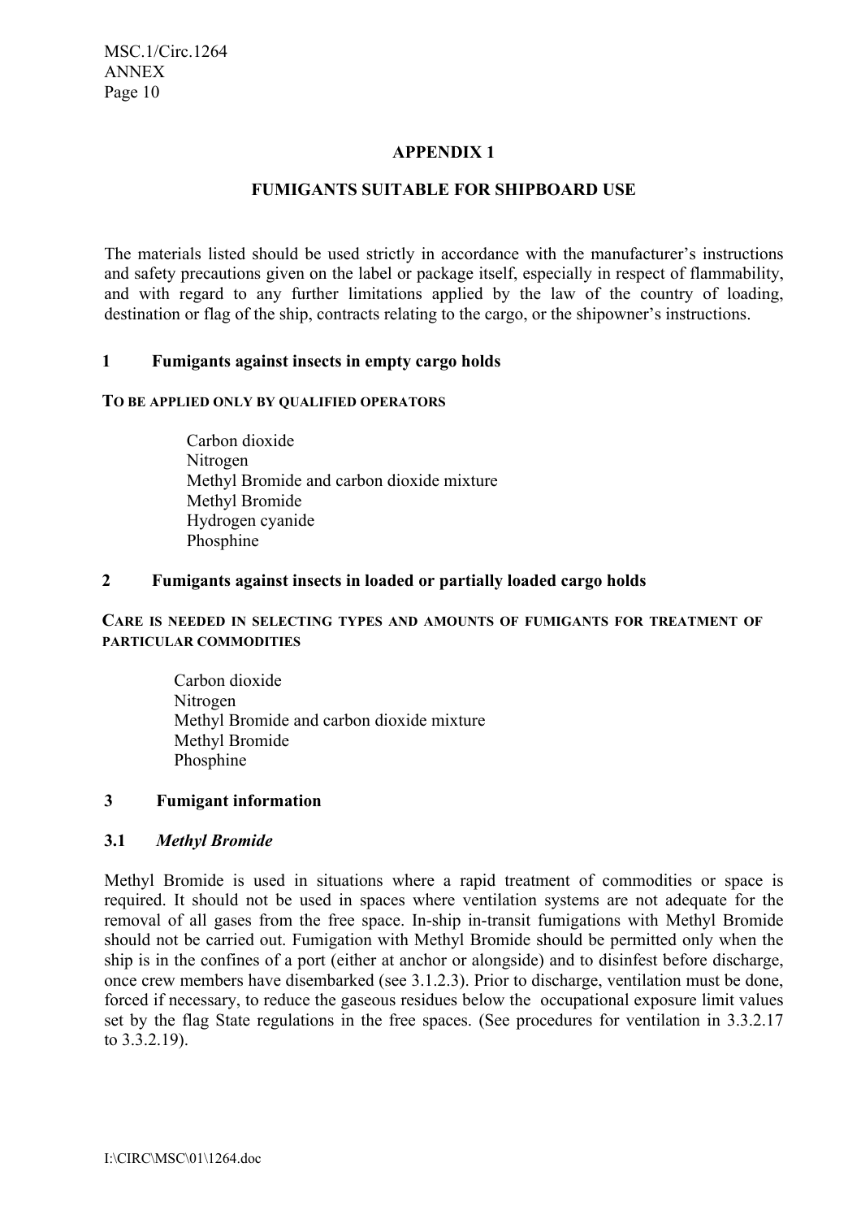## APPENDIX 1

## FUMIGANTS SUITABLE FOR SHIPBOARD USE

The materials listed should be used strictly in accordance with the manufacturer's instructions and safety precautions given on the label or package itself, especially in respect of flammability, and with regard to any further limitations applied by the law of the country of loading, destination or flag of the ship, contracts relating to the cargo, or the shipowner's instructions.

### 1 Fumigants against insects in empty cargo holds

**TO BE APPLIED ONLY BY QUALIFIED OPERATORS**

- Carbon dioxide
- Nitrogen
- Methyl Bromide and carbon dioxide mixture
- Methyl Bromide
- Hydrogen cyanide
- Phosphine

### 2 Fumigants against insects in loaded or partially loaded cargo holds

**CARE IS NEEDED IN SELECTING TYPES AND AMOUNTS OF FUMIGANTS FOR TREATMENT OF PARTICULAR COMMODITIES**

- Carbon dioxide
- Nitrogen
- Methyl Bromide and carbon dioxide mixture
- Methyl Bromide
- Phosphine

### 3 Fumigant information

#### 3.1 *Methyl Bromide*

Methyl Bromide is used in situations where a rapid treatment of commodities or space is required. It should not be used in spaces where ventilation systems are not adequate for the removal of all gases from the free space. In-ship in-transit fumigations with Methyl Bromide should not be carried out. Fumigation with Methyl Bromide should be permitted only when the ship is in the confines of a port (either at anchor or alongside) and to disinfest before discharge, once crew members have disembarked (see 3.1.2.3). Prior to discharge, ventilation must be done, forced if necessary, to reduce the gaseous residues below the occupational exposure limit values set by the flag State regulations in the free spaces. (See procedures for ventilation in 3.3.2.17 to 3.3.2.19).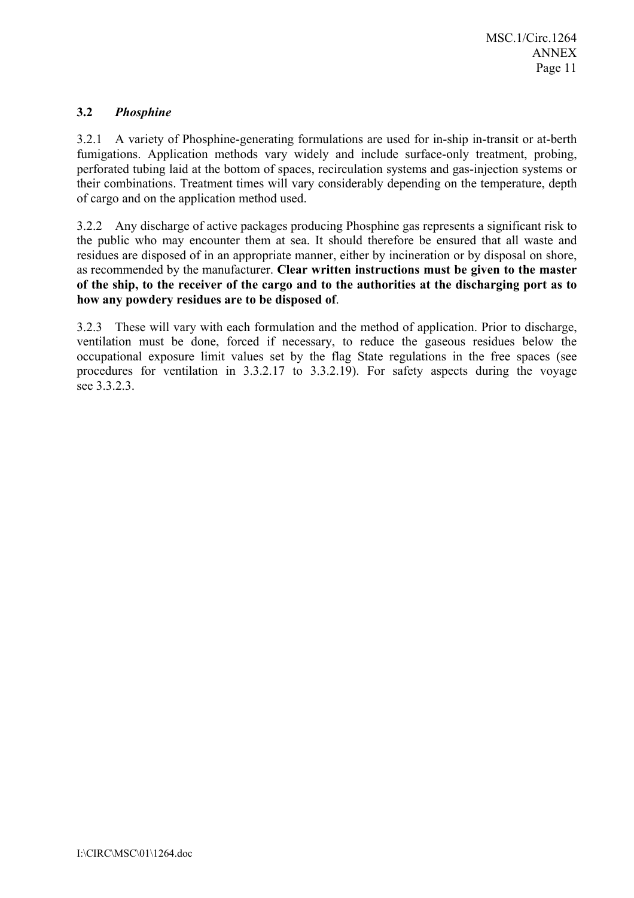### 3.2 *Phosphine*

3.2.1 A variety of Phosphine-generating formulations are used for in-ship in-transit or at-berth fumigations. Application methods vary widely and include surface-only treatment, probing, perforated tubing laid at the bottom of spaces, recirculation systems and gas-injection systems or their combinations. Treatment times will vary considerably depending on the temperature, depth of cargo and on the application method used.

3.2.2 Any discharge of active packages producing Phosphine gas represents a significant risk to the public who may encounter them at sea. It should therefore be ensured that all waste and residues are disposed of in an appropriate manner, either by incineration or by disposal on shore, as recommended by the manufacturer. **Clear written instructions must be given to the master of the ship, to the receiver of the cargo and to the authorities at the discharging port as to how any powdery residues are to be disposed of**.

3.2.3 These will vary with each formulation and the method of application. Prior to discharge, ventilation must be done, forced if necessary, to reduce the gaseous residues below the occupational exposure limit values set by the flag State regulations in the free spaces (see procedures for ventilation in 3.3.2.17 to 3.3.2.19). For safety aspects during the voyage see 3.3.2.3.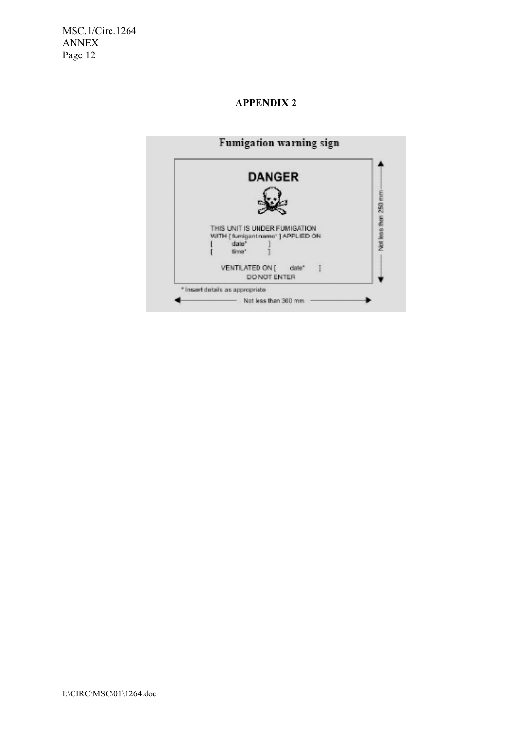## APPENDIX 2

### Fumigation warning sign

**DANGER**

THIS UNIT IS UNDER FUMIGATION
WITH [ fumigant name* ] APPLIED ON
[ date* ]
[ time* ]

VENTILATED ON [ date* ]
DO NOT ENTER

* Insert details as appropriate

Not less than 250 mm

Not less than 300 mm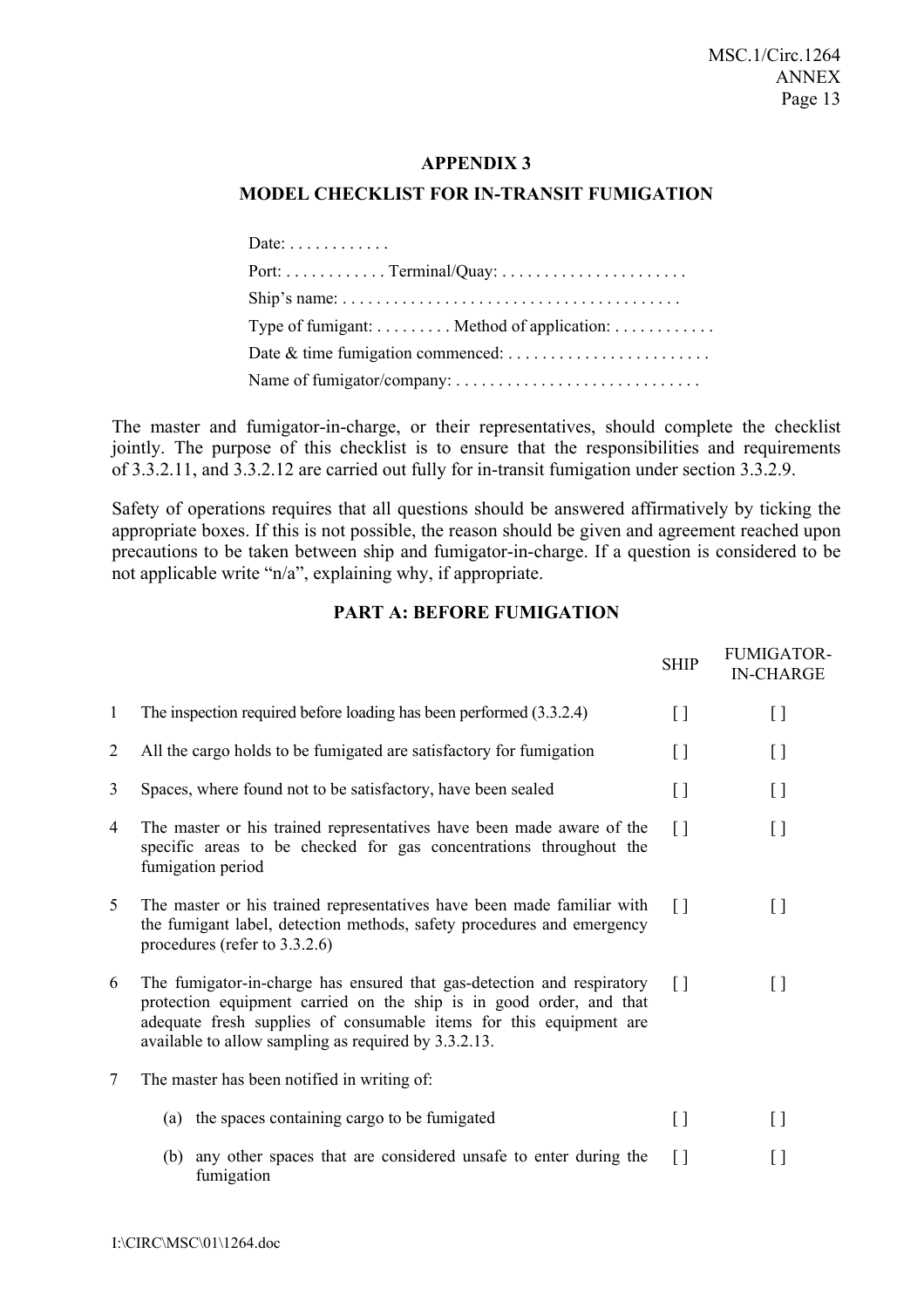## APPENDIX 3

## MODEL CHECKLIST FOR IN-TRANSIT FUMIGATION

Date: . . . . . . . . . . . .

Port: . . . . . . . . . . . . Terminal/Quay: . . . . . . . . . . . . . . . . . . . . . .

Ship's name: . . . . . . . . . . . . . . . . . . . . . . . . . . . . . . . . . . . . . . . .

Type of fumigant: . . . . . . . . . Method of application: . . . . . . . . . . . .

Date & time fumigation commenced: . . . . . . . . . . . . . . . . . . . . . . . .

Name of fumigator/company: . . . . . . . . . . . . . . . . . . . . . . . . . . . . .

The master and fumigator-in-charge, or their representatives, should complete the checklist jointly. The purpose of this checklist is to ensure that the responsibilities and requirements of 3.3.2.11, and 3.3.2.12 are carried out fully for in-transit fumigation under section 3.3.2.9.

Safety of operations requires that all questions should be answered affirmatively by ticking the appropriate boxes. If this is not possible, the reason should be given and agreement reached upon precautions to be taken between ship and fumigator-in-charge. If a question is considered to be not applicable write "n/a", explaining why, if appropriate.

### PART A: BEFORE FUMIGATION

| | | SHIP | FUMIGATOR-IN-CHARGE |
|---|---|---|---|
| 1 | The inspection required before loading has been performed (3.3.2.4) | [ ] | [ ] |
| 2 | All the cargo holds to be fumigated are satisfactory for fumigation | [ ] | [ ] |
| 3 | Spaces, where found not to be satisfactory, have been sealed | [ ] | [ ] |
| 4 | The master or his trained representatives have been made aware of the specific areas to be checked for gas concentrations throughout the fumigation period | [ ] | [ ] |
| 5 | The master or his trained representatives have been made familiar with the fumigant label, detection methods, safety procedures and emergency procedures (refer to 3.3.2.6) | [ ] | [ ] |
| 6 | The fumigator-in-charge has ensured that gas-detection and respiratory protection equipment carried on the ship is in good order, and that adequate fresh supplies of consumable items for this equipment are available to allow sampling as required by 3.3.2.13. | [ ] | [ ] |
| 7 | The master has been notified in writing of: | | |
| | (a) the spaces containing cargo to be fumigated | [ ] | [ ] |
| | (b) any other spaces that are considered unsafe to enter during the fumigation | [ ] | [ ] |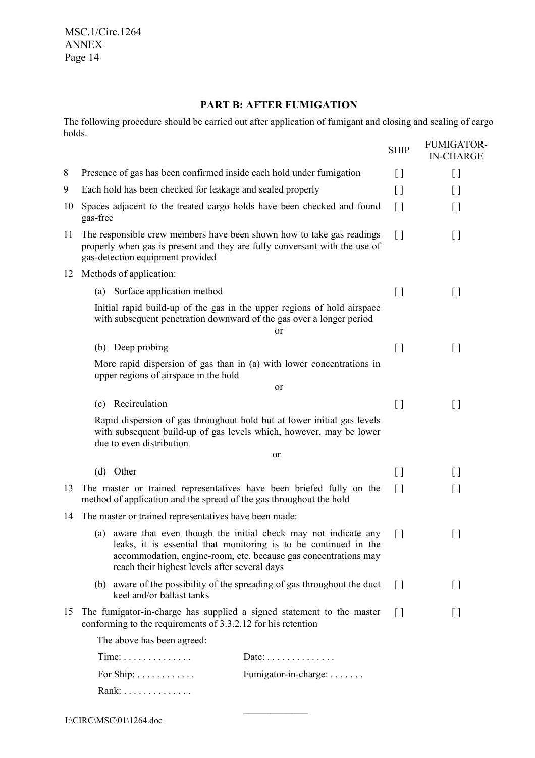## PART B: AFTER FUMIGATION

The following procedure should be carried out after application of fumigant and closing and sealing of cargo holds.

| | | SHIP | FUMIGATOR-IN-CHARGE |
|---|---|---|---|
| 8 | Presence of gas has been confirmed inside each hold under fumigation | [ ] | [ ] |
| 9 | Each hold has been checked for leakage and sealed properly | [ ] | [ ] |
| 10 | Spaces adjacent to the treated cargo holds have been checked and found gas-free | [ ] | [ ] |
| 11 | The responsible crew members have been shown how to take gas readings properly when gas is present and they are fully conversant with the use of gas-detection equipment provided | [ ] | [ ] |
| 12 | Methods of application: | | |
| | (a) Surface application method | [ ] | [ ] |
| | Initial rapid build-up of the gas in the upper regions of hold airspace with subsequent penetration downward of the gas over a longer period<br>or | | |
| | (b) Deep probing | [ ] | [ ] |
| | More rapid dispersion of gas than in (a) with lower concentrations in upper regions of airspace in the hold<br>or | | |
| | (c) Recirculation | [ ] | [ ] |
| | Rapid dispersion of gas throughout hold but at lower initial gas levels with subsequent build-up of gas levels which, however, may be lower due to even distribution<br>or | | |
| | (d) Other | [ ] | [ ] |
| 13 | The master or trained representatives have been briefed fully on the method of application and the spread of the gas throughout the hold | [ ] | [ ] |
| 14 | The master or trained representatives have been made: | | |
| | (a) aware that even though the initial check may not indicate any leaks, it is essential that monitoring is to be continued in the accommodation, engine-room, etc. because gas concentrations may reach their highest levels after several days | [ ] | [ ] |
| | (b) aware of the possibility of the spreading of gas throughout the duct keel and/or ballast tanks | [ ] | [ ] |
| 15 | The fumigator-in-charge has supplied a signed statement to the master conforming to the requirements of 3.3.2.12 for his retention | [ ] | [ ] |

The above has been agreed:

Time: . . . . . . . . . . . . . .    Date: . . . . . . . . . . . . . .

For Ship: . . . . . . . . . . . .    Fumigator-in-charge: . . . . . . .

Rank: . . . . . . . . . . . . . .